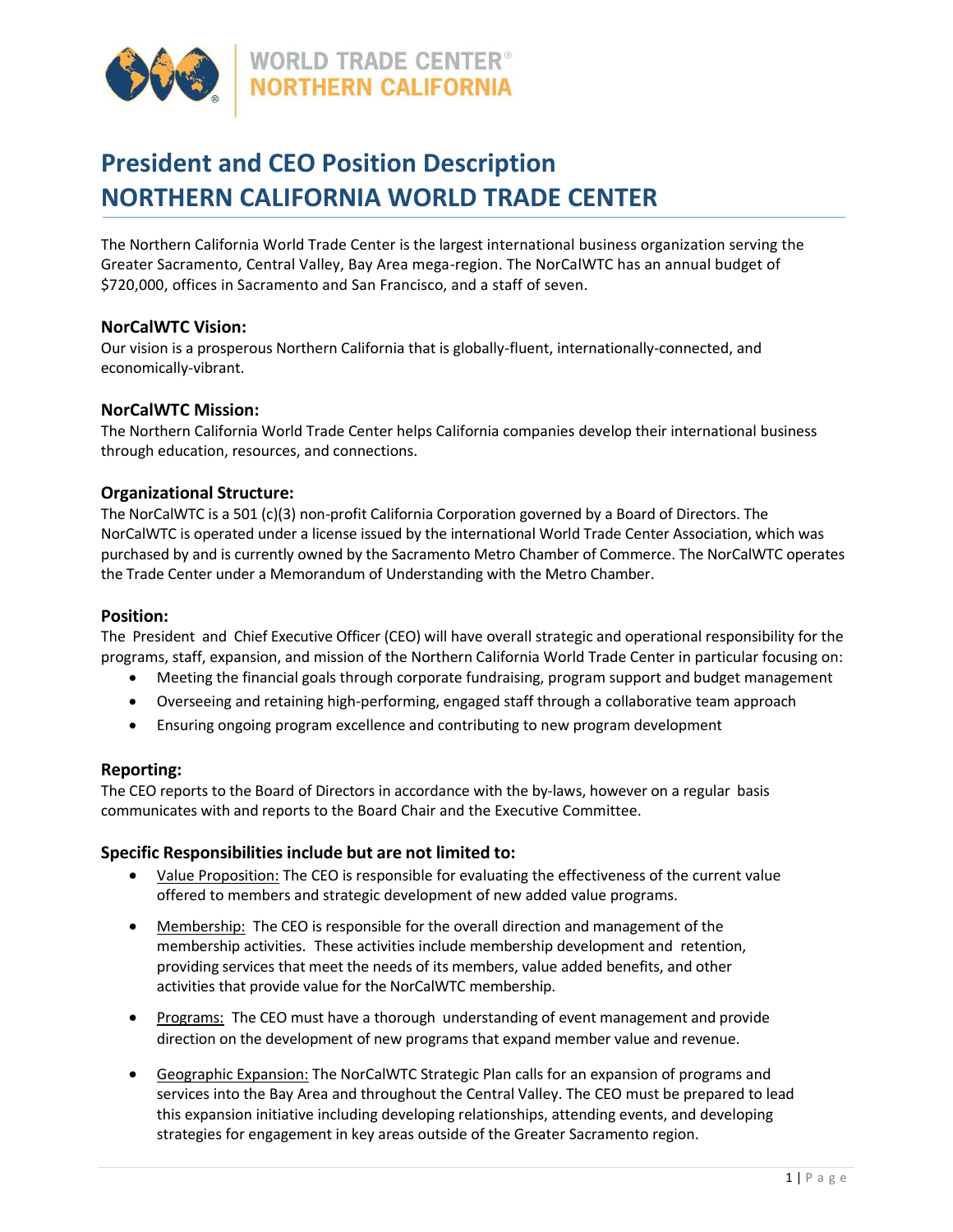WORLD TRADE CENTER®
NORTHERN CALIFORNIA

# President and CEO Position Description
# NORTHERN CALIFORNIA WORLD TRADE CENTER

The Northern California World Trade Center is the largest international business organization serving the Greater Sacramento, Central Valley, Bay Area mega-region. The NorCalWTC has an annual budget of $720,000, offices in Sacramento and San Francisco, and a staff of seven.

### NorCalWTC Vision:

Our vision is a prosperous Northern California that is globally-fluent, internationally-connected, and economically-vibrant.

### NorCalWTC Mission:

The Northern California World Trade Center helps California companies develop their international business through education, resources, and connections.

### Organizational Structure:

The NorCalWTC is a 501 (c)(3) non-profit California Corporation governed by a Board of Directors. The NorCalWTC is operated under a license issued by the international World Trade Center Association, which was purchased by and is currently owned by the Sacramento Metro Chamber of Commerce. The NorCalWTC operates the Trade Center under a Memorandum of Understanding with the Metro Chamber.

### Position:

The President and Chief Executive Officer (CEO) will have overall strategic and operational responsibility for the programs, staff, expansion, and mission of the Northern California World Trade Center in particular focusing on:

- Meeting the financial goals through corporate fundraising, program support and budget management
- Overseeing and retaining high-performing, engaged staff through a collaborative team approach
- Ensuring ongoing program excellence and contributing to new program development

### Reporting:

The CEO reports to the Board of Directors in accordance with the by-laws, however on a regular basis communicates with and reports to the Board Chair and the Executive Committee.

### Specific Responsibilities include but are not limited to:

- Value Proposition: The CEO is responsible for evaluating the effectiveness of the current value offered to members and strategic development of new added value programs.
- Membership: The CEO is responsible for the overall direction and management of the membership activities. These activities include membership development and retention, providing services that meet the needs of its members, value added benefits, and other activities that provide value for the NorCalWTC membership.
- Programs: The CEO must have a thorough understanding of event management and provide direction on the development of new programs that expand member value and revenue.
- Geographic Expansion: The NorCalWTC Strategic Plan calls for an expansion of programs and services into the Bay Area and throughout the Central Valley. The CEO must be prepared to lead this expansion initiative including developing relationships, attending events, and developing strategies for engagement in key areas outside of the Greater Sacramento region.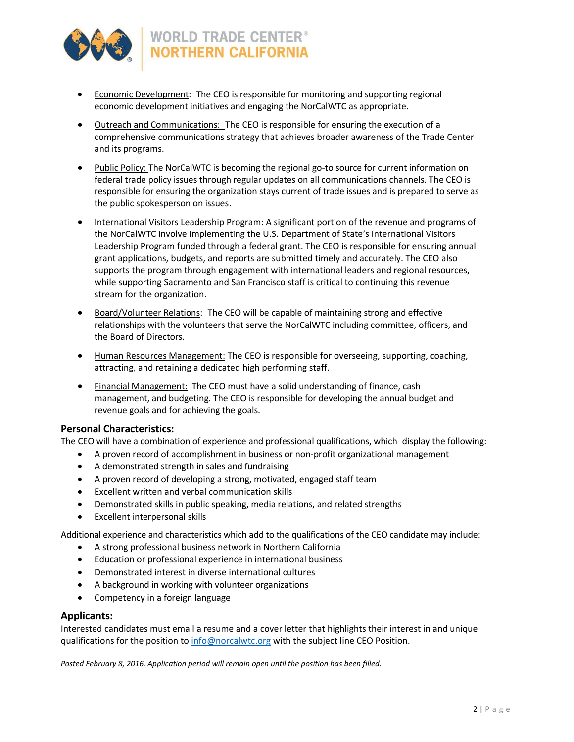- Economic Development: The CEO is responsible for monitoring and supporting regional economic development initiatives and engaging the NorCalWTC as appropriate.
- Outreach and Communications: The CEO is responsible for ensuring the execution of a comprehensive communications strategy that achieves broader awareness of the Trade Center and its programs.
- Public Policy: The NorCalWTC is becoming the regional go-to source for current information on federal trade policy issues through regular updates on all communications channels. The CEO is responsible for ensuring the organization stays current of trade issues and is prepared to serve as the public spokesperson on issues.
- International Visitors Leadership Program: A significant portion of the revenue and programs of the NorCalWTC involve implementing the U.S. Department of State's International Visitors Leadership Program funded through a federal grant. The CEO is responsible for ensuring annual grant applications, budgets, and reports are submitted timely and accurately. The CEO also supports the program through engagement with international leaders and regional resources, while supporting Sacramento and San Francisco staff is critical to continuing this revenue stream for the organization.
- Board/Volunteer Relations: The CEO will be capable of maintaining strong and effective relationships with the volunteers that serve the NorCalWTC including committee, officers, and the Board of Directors.
- Human Resources Management: The CEO is responsible for overseeing, supporting, coaching, attracting, and retaining a dedicated high performing staff.
- Financial Management: The CEO must have a solid understanding of finance, cash management, and budgeting. The CEO is responsible for developing the annual budget and revenue goals and for achieving the goals.

### Personal Characteristics:

The CEO will have a combination of experience and professional qualifications, which display the following:

- A proven record of accomplishment in business or non-profit organizational management
- A demonstrated strength in sales and fundraising
- A proven record of developing a strong, motivated, engaged staff team
- Excellent written and verbal communication skills
- Demonstrated skills in public speaking, media relations, and related strengths
- Excellent interpersonal skills

Additional experience and characteristics which add to the qualifications of the CEO candidate may include:

- A strong professional business network in Northern California
- Education or professional experience in international business
- Demonstrated interest in diverse international cultures
- A background in working with volunteer organizations
- Competency in a foreign language

### Applicants:

Interested candidates must email a resume and a cover letter that highlights their interest in and unique qualifications for the position to info@norcalwtc.org with the subject line CEO Position.

*Posted February 8, 2016. Application period will remain open until the position has been filled.*